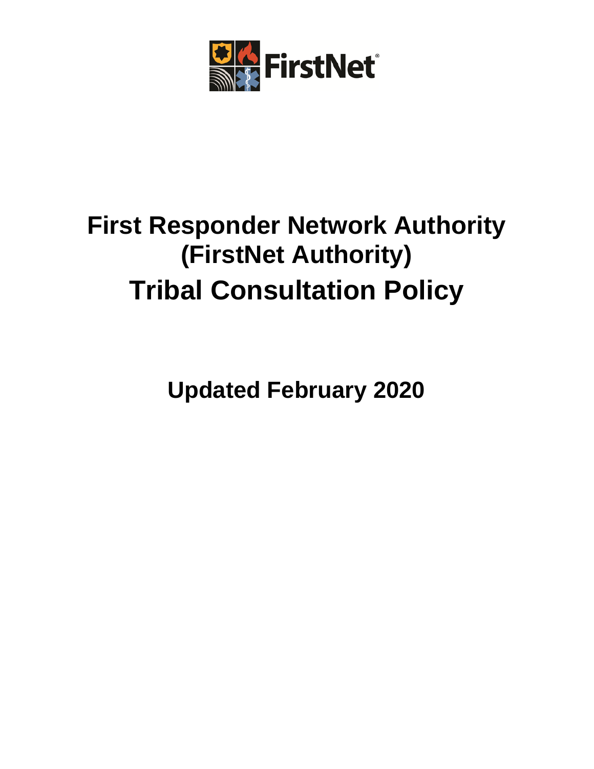FirstNet®

# First Responder Network Authority (FirstNet Authority) Tribal Consultation Policy

**Updated February 2020**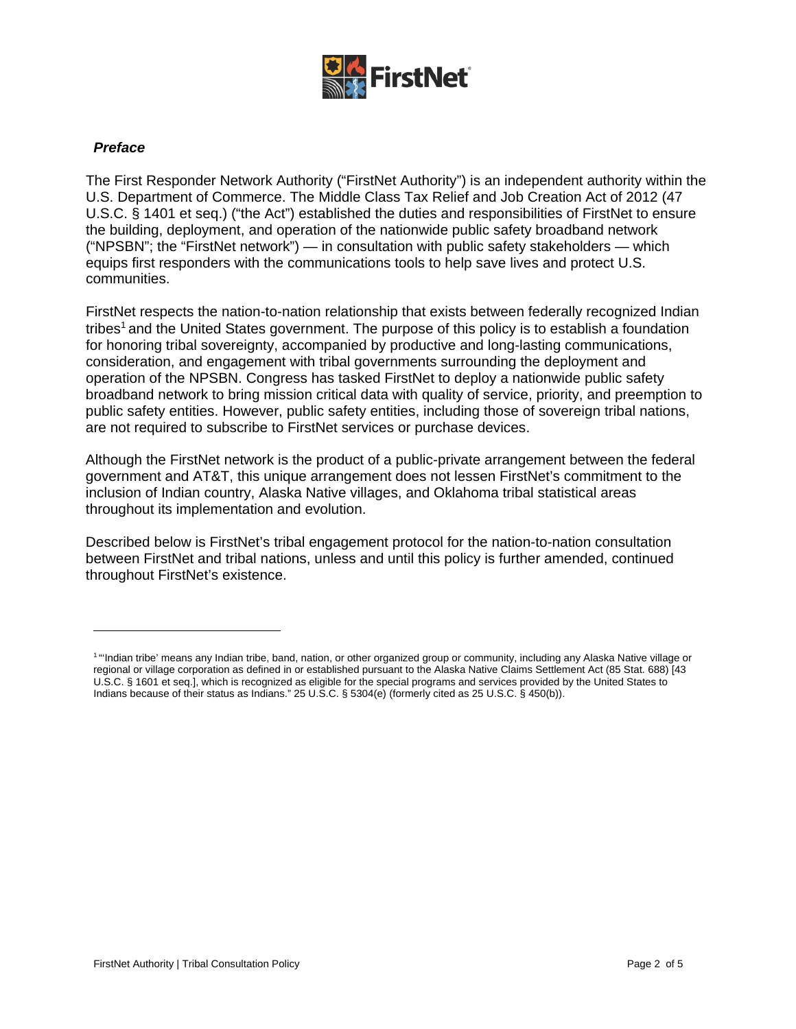## *Preface*

The First Responder Network Authority ("FirstNet Authority") is an independent authority within the U.S. Department of Commerce. The Middle Class Tax Relief and Job Creation Act of 2012 (47 U.S.C. § 1401 et seq.) ("the Act") established the duties and responsibilities of FirstNet to ensure the building, deployment, and operation of the nationwide public safety broadband network ("NPSBN"; the "FirstNet network") — in consultation with public safety stakeholders — which equips first responders with the communications tools to help save lives and protect U.S. communities.

FirstNet respects the nation-to-nation relationship that exists between federally recognized Indian tribes[1] and the United States government. The purpose of this policy is to establish a foundation for honoring tribal sovereignty, accompanied by productive and long-lasting communications, consideration, and engagement with tribal governments surrounding the deployment and operation of the NPSBN. Congress has tasked FirstNet to deploy a nationwide public safety broadband network to bring mission critical data with quality of service, priority, and preemption to public safety entities. However, public safety entities, including those of sovereign tribal nations, are not required to subscribe to FirstNet services or purchase devices.

Although the FirstNet network is the product of a public-private arrangement between the federal government and AT&T, this unique arrangement does not lessen FirstNet's commitment to the inclusion of Indian country, Alaska Native villages, and Oklahoma tribal statistical areas throughout its implementation and evolution.

Described below is FirstNet's tribal engagement protocol for the nation-to-nation consultation between FirstNet and tribal nations, unless and until this policy is further amended, continued throughout FirstNet's existence.

---

[1] "'Indian tribe' means any Indian tribe, band, nation, or other organized group or community, including any Alaska Native village or regional or village corporation as defined in or established pursuant to the Alaska Native Claims Settlement Act (85 Stat. 688) [43 U.S.C. § 1601 et seq.], which is recognized as eligible for the special programs and services provided by the United States to Indians because of their status as Indians." 25 U.S.C. § 5304(e) (formerly cited as 25 U.S.C. § 450(b)).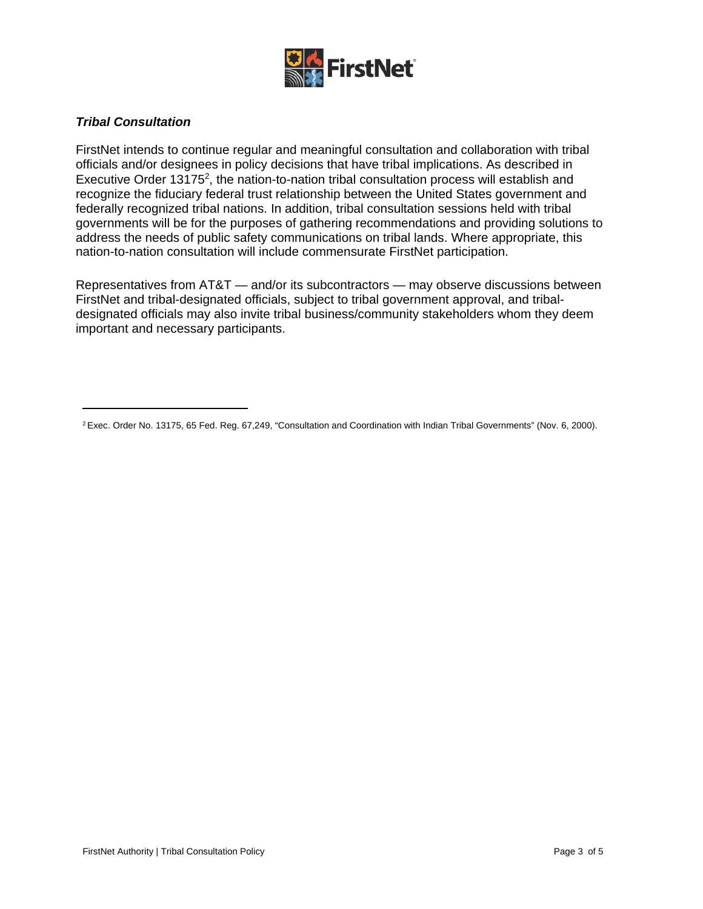***Tribal Consultation***

FirstNet intends to continue regular and meaningful consultation and collaboration with tribal officials and/or designees in policy decisions that have tribal implications. As described in Executive Order 13175[2], the nation-to-nation tribal consultation process will establish and recognize the fiduciary federal trust relationship between the United States government and federally recognized tribal nations. In addition, tribal consultation sessions held with tribal governments will be for the purposes of gathering recommendations and providing solutions to address the needs of public safety communications on tribal lands. Where appropriate, this nation-to-nation consultation will include commensurate FirstNet participation.

Representatives from AT&T — and/or its subcontractors — may observe discussions between FirstNet and tribal-designated officials, subject to tribal government approval, and tribal-designated officials may also invite tribal business/community stakeholders whom they deem important and necessary participants.

---

[2] Exec. Order No. 13175, 65 Fed. Reg. 67,249, "Consultation and Coordination with Indian Tribal Governments" (Nov. 6, 2000).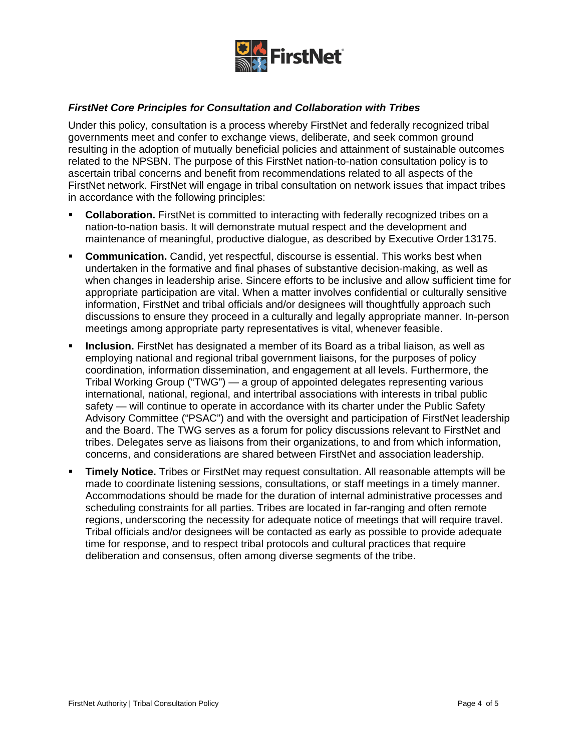### *FirstNet Core Principles for Consultation and Collaboration with Tribes*

Under this policy, consultation is a process whereby FirstNet and federally recognized tribal governments meet and confer to exchange views, deliberate, and seek common ground resulting in the adoption of mutually beneficial policies and attainment of sustainable outcomes related to the NPSBN. The purpose of this FirstNet nation-to-nation consultation policy is to ascertain tribal concerns and benefit from recommendations related to all aspects of the FirstNet network. FirstNet will engage in tribal consultation on network issues that impact tribes in accordance with the following principles:

- **Collaboration.** FirstNet is committed to interacting with federally recognized tribes on a nation-to-nation basis. It will demonstrate mutual respect and the development and maintenance of meaningful, productive dialogue, as described by Executive Order 13175.
- **Communication.** Candid, yet respectful, discourse is essential. This works best when undertaken in the formative and final phases of substantive decision-making, as well as when changes in leadership arise. Sincere efforts to be inclusive and allow sufficient time for appropriate participation are vital. When a matter involves confidential or culturally sensitive information, FirstNet and tribal officials and/or designees will thoughtfully approach such discussions to ensure they proceed in a culturally and legally appropriate manner. In-person meetings among appropriate party representatives is vital, whenever feasible.
- **Inclusion.** FirstNet has designated a member of its Board as a tribal liaison, as well as employing national and regional tribal government liaisons, for the purposes of policy coordination, information dissemination, and engagement at all levels. Furthermore, the Tribal Working Group ("TWG") — a group of appointed delegates representing various international, national, regional, and intertribal associations with interests in tribal public safety — will continue to operate in accordance with its charter under the Public Safety Advisory Committee ("PSAC") and with the oversight and participation of FirstNet leadership and the Board. The TWG serves as a forum for policy discussions relevant to FirstNet and tribes. Delegates serve as liaisons from their organizations, to and from which information, concerns, and considerations are shared between FirstNet and association leadership.
- **Timely Notice.** Tribes or FirstNet may request consultation. All reasonable attempts will be made to coordinate listening sessions, consultations, or staff meetings in a timely manner. Accommodations should be made for the duration of internal administrative processes and scheduling constraints for all parties. Tribes are located in far-ranging and often remote regions, underscoring the necessity for adequate notice of meetings that will require travel. Tribal officials and/or designees will be contacted as early as possible to provide adequate time for response, and to respect tribal protocols and cultural practices that require deliberation and consensus, often among diverse segments of the tribe.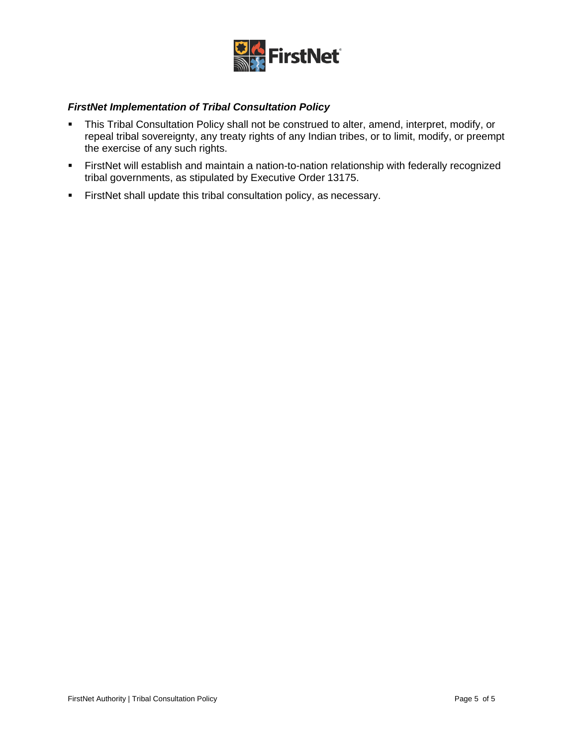### *FirstNet Implementation of Tribal Consultation Policy*

- This Tribal Consultation Policy shall not be construed to alter, amend, interpret, modify, or repeal tribal sovereignty, any treaty rights of any Indian tribes, or to limit, modify, or preempt the exercise of any such rights.
- FirstNet will establish and maintain a nation-to-nation relationship with federally recognized tribal governments, as stipulated by Executive Order 13175.
- FirstNet shall update this tribal consultation policy, as necessary.